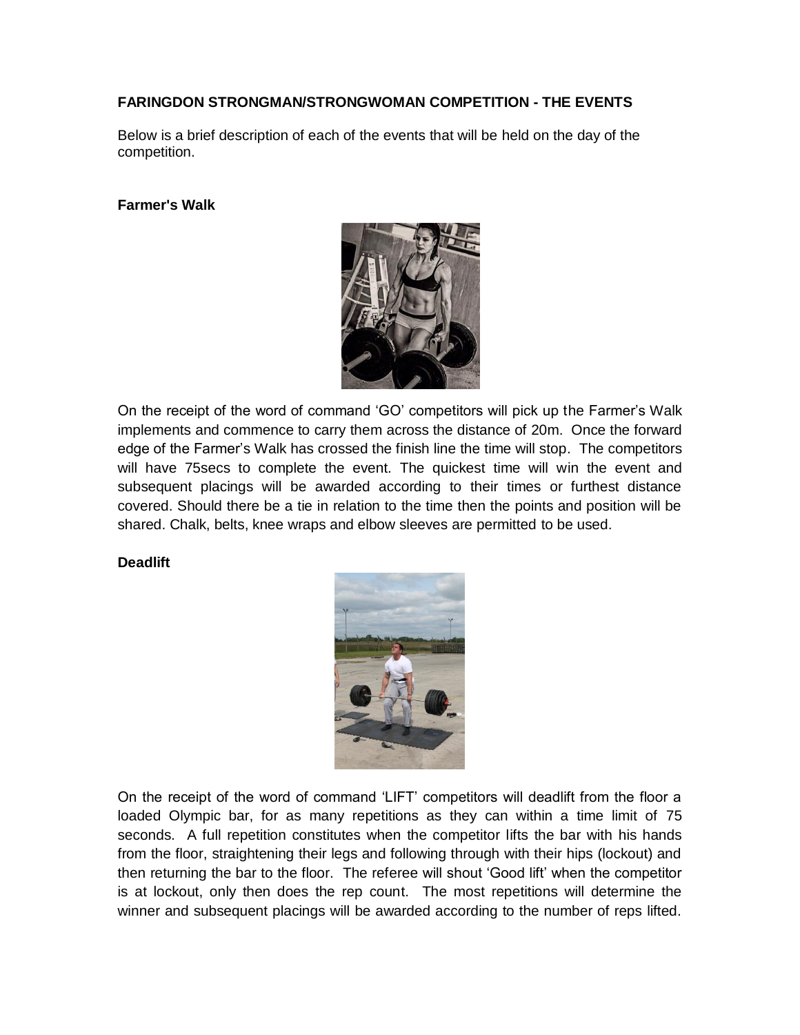**FARINGDON STRONGMAN/STRONGWOMAN COMPETITION - THE EVENTS**

Below is a brief description of each of the events that will be held on the day of the competition.

**Farmer's Walk**

On the receipt of the word of command 'GO' competitors will pick up the Farmer's Walk implements and commence to carry them across the distance of 20m. Once the forward edge of the Farmer's Walk has crossed the finish line the time will stop. The competitors will have 75secs to complete the event. The quickest time will win the event and subsequent placings will be awarded according to their times or furthest distance covered. Should there be a tie in relation to the time then the points and position will be shared. Chalk, belts, knee wraps and elbow sleeves are permitted to be used.

**Deadlift**

On the receipt of the word of command 'LIFT' competitors will deadlift from the floor a loaded Olympic bar, for as many repetitions as they can within a time limit of 75 seconds. A full repetition constitutes when the competitor lifts the bar with his hands from the floor, straightening their legs and following through with their hips (lockout) and then returning the bar to the floor. The referee will shout 'Good lift' when the competitor is at lockout, only then does the rep count. The most repetitions will determine the winner and subsequent placings will be awarded according to the number of reps lifted.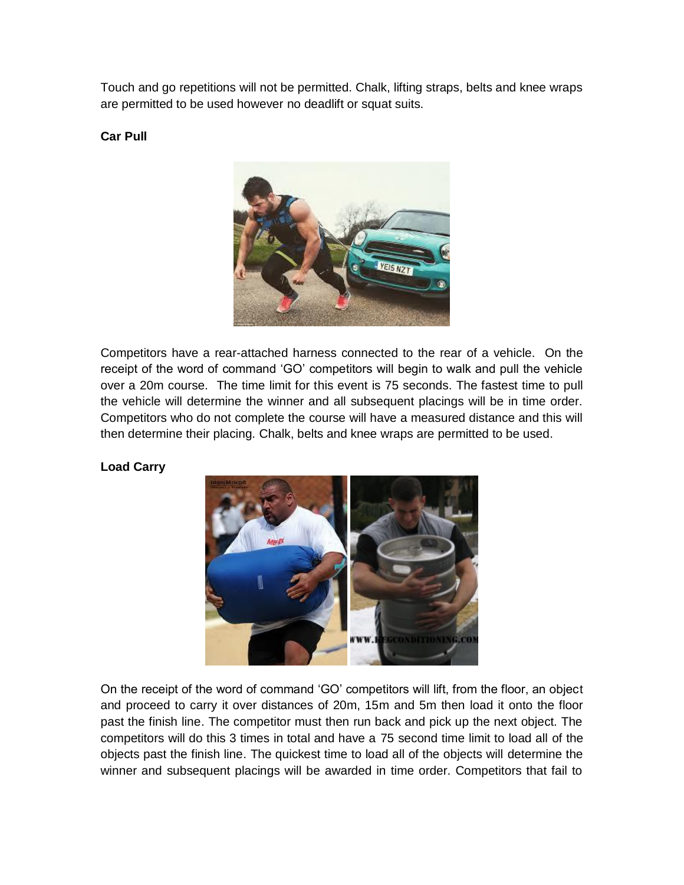Touch and go repetitions will not be permitted. Chalk, lifting straps, belts and knee wraps are permitted to be used however no deadlift or squat suits.

**Car Pull**

Competitors have a rear-attached harness connected to the rear of a vehicle. On the receipt of the word of command 'GO' competitors will begin to walk and pull the vehicle over a 20m course. The time limit for this event is 75 seconds. The fastest time to pull the vehicle will determine the winner and all subsequent placings will be in time order. Competitors who do not complete the course will have a measured distance and this will then determine their placing. Chalk, belts and knee wraps are permitted to be used.

**Load Carry**

On the receipt of the word of command 'GO' competitors will lift, from the floor, an object and proceed to carry it over distances of 20m, 15m and 5m then load it onto the floor past the finish line. The competitor must then run back and pick up the next object. The competitors will do this 3 times in total and have a 75 second time limit to load all of the objects past the finish line. The quickest time to load all of the objects will determine the winner and subsequent placings will be awarded in time order. Competitors that fail to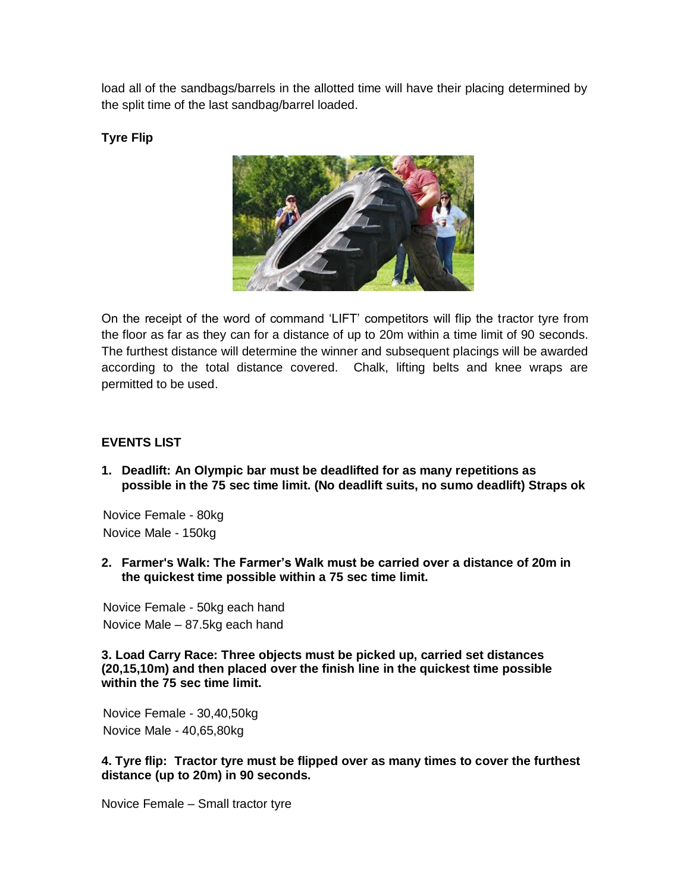load all of the sandbags/barrels in the allotted time will have their placing determined by the split time of the last sandbag/barrel loaded.

**Tyre Flip**

On the receipt of the word of command 'LIFT' competitors will flip the tractor tyre from the floor as far as they can for a distance of up to 20m within a time limit of 90 seconds. The furthest distance will determine the winner and subsequent placings will be awarded according to the total distance covered. Chalk, lifting belts and knee wraps are permitted to be used.

**EVENTS LIST**

1. **Deadlift: An Olympic bar must be deadlifted for as many repetitions as possible in the 75 sec time limit. (No deadlift suits, no sumo deadlift) Straps ok**

Novice Female - 80kg
Novice Male - 150kg

2. **Farmer's Walk: The Farmer's Walk must be carried over a distance of 20m in the quickest time possible within a 75 sec time limit.**

Novice Female - 50kg each hand
Novice Male – 87.5kg each hand

**3. Load Carry Race: Three objects must be picked up, carried set distances (20,15,10m) and then placed over the finish line in the quickest time possible within the 75 sec time limit.**

Novice Female - 30,40,50kg
Novice Male - 40,65,80kg

**4. Tyre flip: Tractor tyre must be flipped over as many times to cover the furthest distance (up to 20m) in 90 seconds.**

Novice Female – Small tractor tyre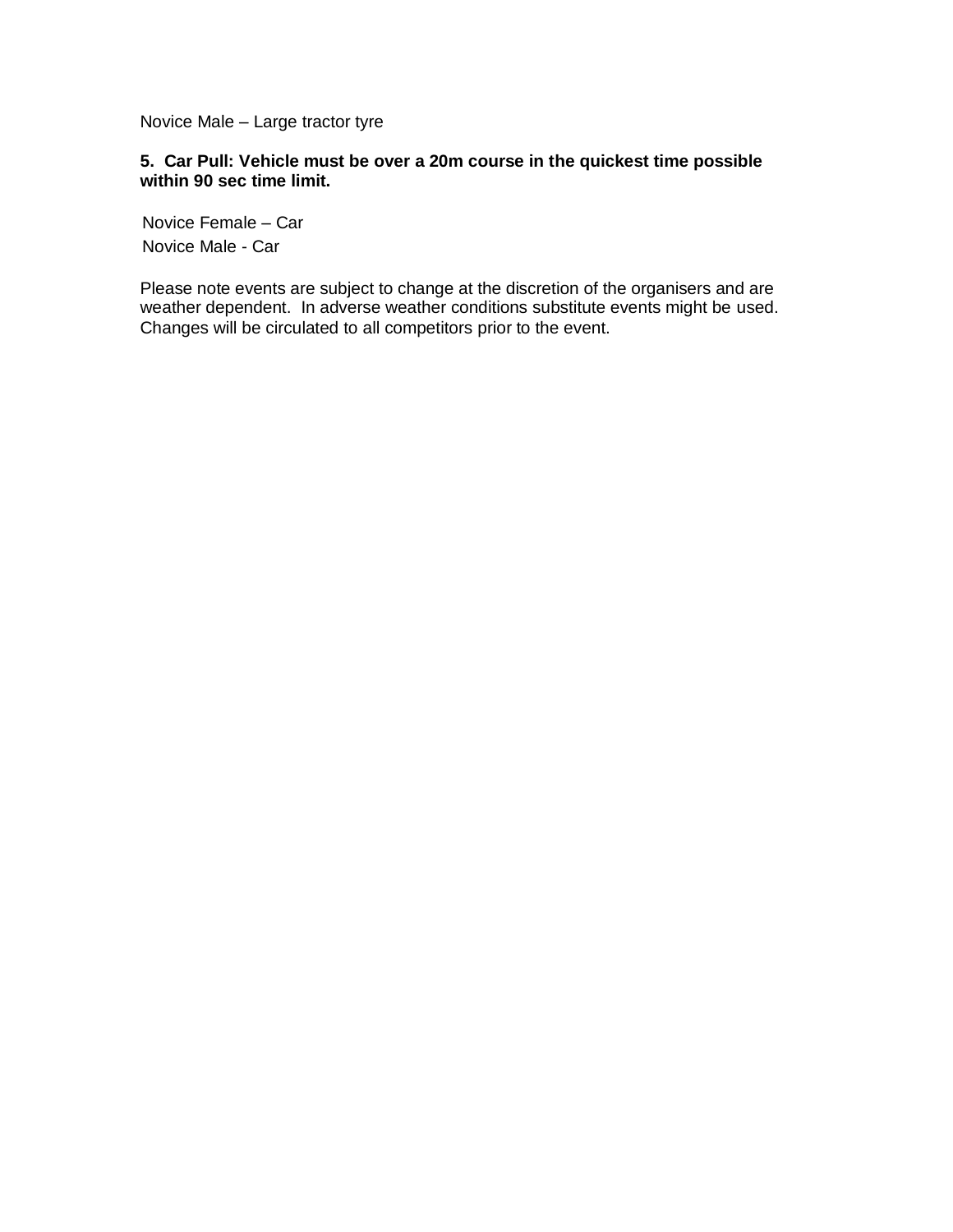Novice Male – Large tractor tyre

**5. Car Pull: Vehicle must be over a 20m course in the quickest time possible within 90 sec time limit.**

Novice Female – Car
Novice Male - Car

Please note events are subject to change at the discretion of the organisers and are weather dependent. In adverse weather conditions substitute events might be used. Changes will be circulated to all competitors prior to the event.